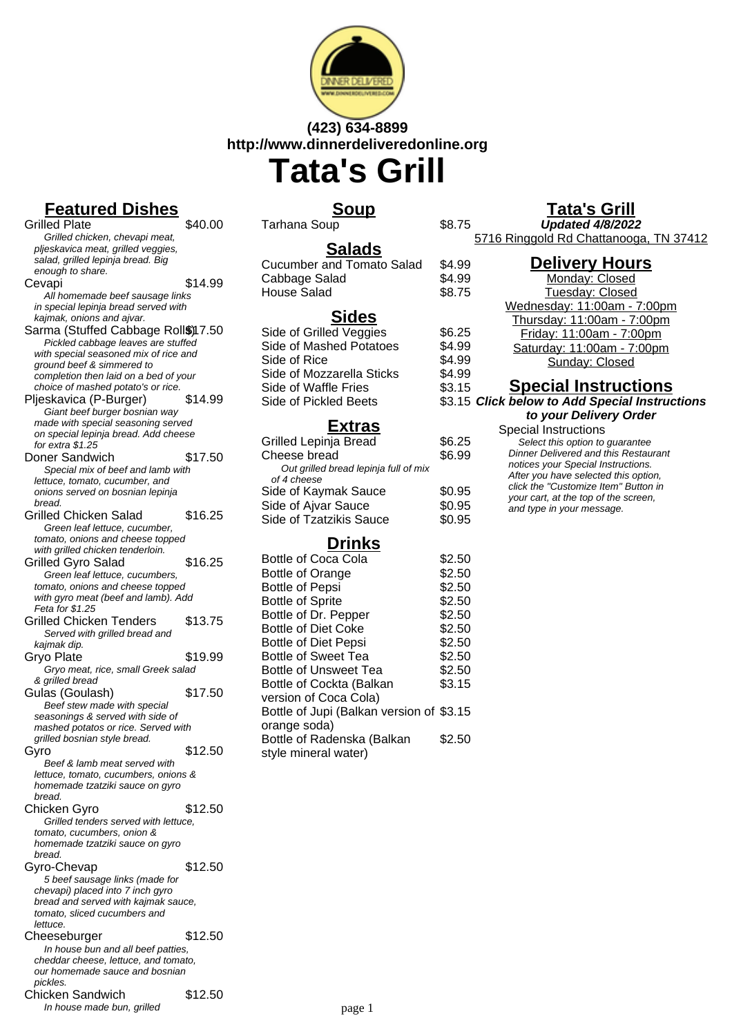**(423) 634-8899**
**http://www.dinnerdeliveredonline.org**

# Tata's Grill

## Featured Dishes

**Grilled Plate** — $40.00
*Grilled chicken, chevapi meat, pljeskavica meat, grilled veggies, salad, grilled lepinja bread. Big enough to share.*

**Cevapi** — $14.99
*All homemade beef sausage links in special lepinja bread served with kajmak, onions and ajvar.*

**Sarma (Stuffed Cabbage Rolls)** — $17.50
*Pickled cabbage leaves are stuffed with special seasoned mix of rice and ground beef & simmered to completion then laid on a bed of your choice of mashed potato's or rice.*

**Pljeskavica (P-Burger)** — $14.99
*Giant beef burger bosnian way made with special seasoning served on special lepinja bread. Add cheese for extra $1.25*

**Doner Sandwich** — $17.50
*Special mix of beef and lamb with lettuce, tomato, cucumber, and onions served on bosnian lepinja bread.*

**Grilled Chicken Salad** — $16.25
*Green leaf lettuce, cucumber, tomato, onions and cheese topped with grilled chicken tenderloin.*

**Grilled Gyro Salad** — $16.25
*Green leaf lettuce, cucumbers, tomato, onions and cheese topped with gyro meat (beef and lamb). Add Feta for $1.25*

**Grilled Chicken Tenders** — $13.75
*Served with grilled bread and kajmak dip.*

**Gryo Plate** — $19.99
*Gryo meat, rice, small Greek salad & grilled bread*

**Gulas (Goulash)** — $17.50
*Beef stew made with special seasonings & served with side of mashed potatos or rice. Served with grilled bosnian style bread.*

**Gyro** — $12.50
*Beef & lamb meat served with lettuce, tomato, cucumbers, onions & homemade tzatziki sauce on gyro bread.*

**Chicken Gyro** — $12.50
*Grilled tenders served with lettuce, tomato, cucumbers, onion & homemade tzatziki sauce on gyro bread.*

**Gyro-Chevap** — $12.50
*5 beef sausage links (made for chevapi) placed into 7 inch gyro bread and served with kajmak sauce, tomato, sliced cucumbers and lettuce.*

**Cheeseburger** — $12.50
*In house bun and all beef patties, cheddar cheese, lettuce, and tomato, our homemade sauce and bosnian pickles.*

**Chicken Sandwich** — $12.50
*In house made bun, grilled*

## Soup

| Item | Price |
|---|---|
| Tarhana Soup | $8.75 |

## Salads

| Item | Price |
|---|---|
| Cucumber and Tomato Salad | $4.99 |
| Cabbage Salad | $4.99 |
| House Salad | $8.75 |

## Sides

| Item | Price |
|---|---|
| Side of Grilled Veggies | $6.25 |
| Side of Mashed Potatoes | $4.99 |
| Side of Rice | $4.99 |
| Side of Mozzarella Sticks | $4.99 |
| Side of Waffle Fries | $3.15 |
| Side of Pickled Beets | $3.15 |

## Extras

**Grilled Lepinja Bread** — $6.25

**Cheese bread** — $6.99
*Out grilled bread lepinja full of mix of 4 cheese*

**Side of Kaymak Sauce** — $0.95

**Side of Ajvar Sauce** — $0.95

**Side of Tzatzikis Sauce** — $0.95

## Drinks

| Item | Price |
|---|---|
| Bottle of Coca Cola | $2.50 |
| Bottle of Orange | $2.50 |
| Bottle of Pepsi | $2.50 |
| Bottle of Sprite | $2.50 |
| Bottle of Dr. Pepper | $2.50 |
| Bottle of Diet Coke | $2.50 |
| Bottle of Diet Pepsi | $2.50 |
| Bottle of Sweet Tea | $2.50 |
| Bottle of Unsweet Tea | $2.50 |
| Bottle of Cockta (Balkan version of Coca Cola) | $3.15 |
| Bottle of Jupi (Balkan version of orange soda) | $3.15 |
| Bottle of Radenska (Balkan style mineral water) | $2.50 |

## Tata's Grill

**Updated 4/8/2022**

5716 Ringgold Rd Chattanooga, TN 37412

## Delivery Hours

- Monday: Closed
- Tuesday: Closed
- Wednesday: 11:00am - 7:00pm
- Thursday: 11:00am - 7:00pm
- Friday: 11:00am - 7:00pm
- Saturday: 11:00am - 7:00pm
- Sunday: Closed

## Special Instructions

***Click below to Add Special Instructions to your Delivery Order***

**Special Instructions**
*Select this option to guarantee Dinner Delivered and this Restaurant notices your Special Instructions. After you have selected this option, click the "Customize Item" Button in your cart, at the top of the screen, and type in your message.*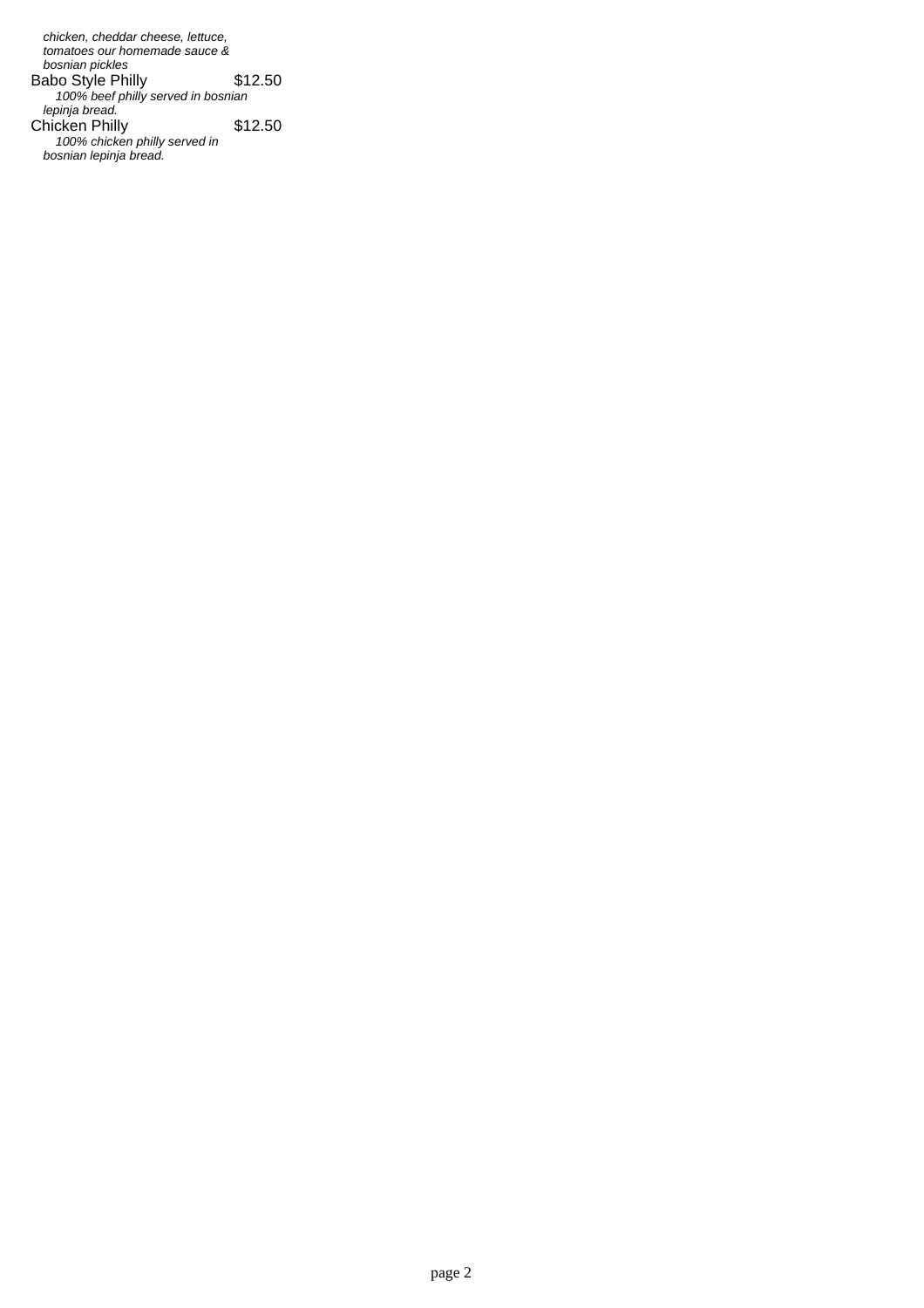*chicken, cheddar cheese, lettuce, tomatoes our homemade sauce & bosnian pickles*

Babo Style Philly $12.50

*100% beef philly served in bosnian lepinja bread.*

Chicken Philly $12.50

*100% chicken philly served in bosnian lepinja bread.*